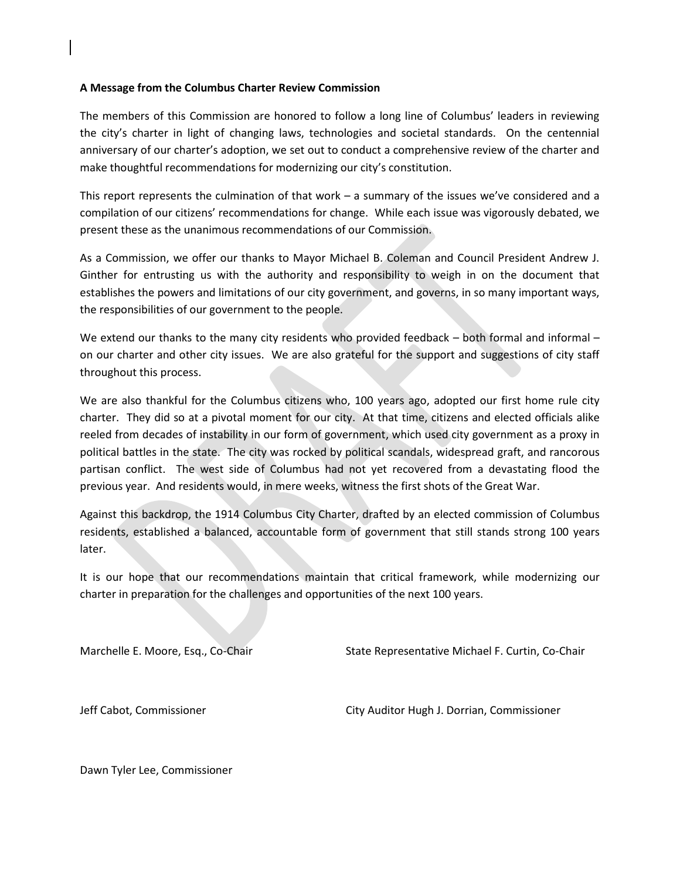**A Message from the Columbus Charter Review Commission**

The members of this Commission are honored to follow a long line of Columbus' leaders in reviewing the city's charter in light of changing laws, technologies and societal standards. On the centennial anniversary of our charter's adoption, we set out to conduct a comprehensive review of the charter and make thoughtful recommendations for modernizing our city's constitution.

This report represents the culmination of that work – a summary of the issues we've considered and a compilation of our citizens' recommendations for change. While each issue was vigorously debated, we present these as the unanimous recommendations of our Commission.

As a Commission, we offer our thanks to Mayor Michael B. Coleman and Council President Andrew J. Ginther for entrusting us with the authority and responsibility to weigh in on the document that establishes the powers and limitations of our city government, and governs, in so many important ways, the responsibilities of our government to the people.

We extend our thanks to the many city residents who provided feedback – both formal and informal – on our charter and other city issues. We are also grateful for the support and suggestions of city staff throughout this process.

We are also thankful for the Columbus citizens who, 100 years ago, adopted our first home rule city charter. They did so at a pivotal moment for our city. At that time, citizens and elected officials alike reeled from decades of instability in our form of government, which used city government as a proxy in political battles in the state. The city was rocked by political scandals, widespread graft, and rancorous partisan conflict. The west side of Columbus had not yet recovered from a devastating flood the previous year. And residents would, in mere weeks, witness the first shots of the Great War.

Against this backdrop, the 1914 Columbus City Charter, drafted by an elected commission of Columbus residents, established a balanced, accountable form of government that still stands strong 100 years later.

It is our hope that our recommendations maintain that critical framework, while modernizing our charter in preparation for the challenges and opportunities of the next 100 years.

Marchelle E. Moore, Esq., Co-Chair

State Representative Michael F. Curtin, Co-Chair

Jeff Cabot, Commissioner

City Auditor Hugh J. Dorrian, Commissioner

Dawn Tyler Lee, Commissioner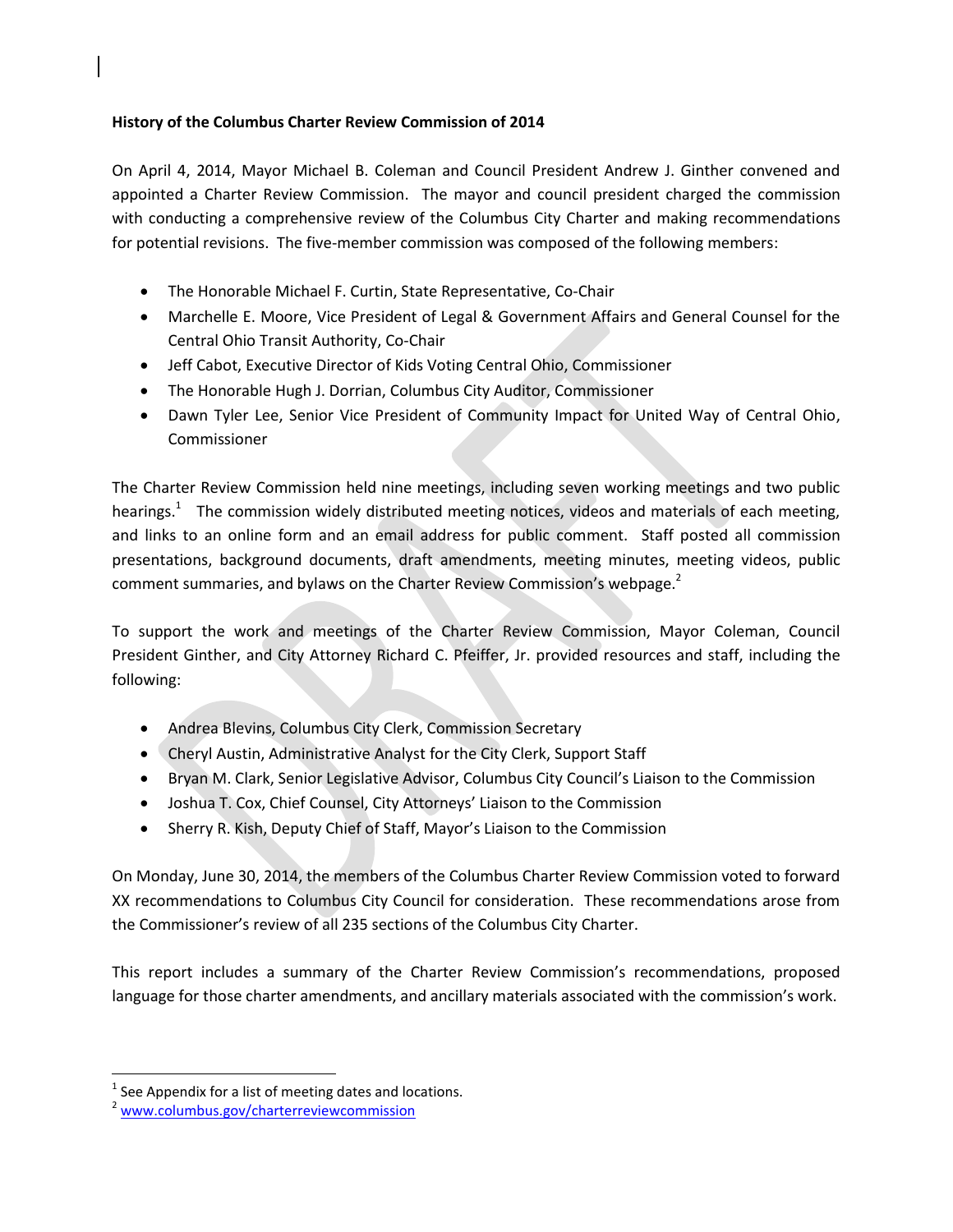**History of the Columbus Charter Review Commission of 2014**

On April 4, 2014, Mayor Michael B. Coleman and Council President Andrew J. Ginther convened and appointed a Charter Review Commission. The mayor and council president charged the commission with conducting a comprehensive review of the Columbus City Charter and making recommendations for potential revisions. The five-member commission was composed of the following members:

- The Honorable Michael F. Curtin, State Representative, Co-Chair
- Marchelle E. Moore, Vice President of Legal & Government Affairs and General Counsel for the Central Ohio Transit Authority, Co-Chair
- Jeff Cabot, Executive Director of Kids Voting Central Ohio, Commissioner
- The Honorable Hugh J. Dorrian, Columbus City Auditor, Commissioner
- Dawn Tyler Lee, Senior Vice President of Community Impact for United Way of Central Ohio, Commissioner

The Charter Review Commission held nine meetings, including seven working meetings and two public hearings.[1] The commission widely distributed meeting notices, videos and materials of each meeting, and links to an online form and an email address for public comment. Staff posted all commission presentations, background documents, draft amendments, meeting minutes, meeting videos, public comment summaries, and bylaws on the Charter Review Commission's webpage.[2]

To support the work and meetings of the Charter Review Commission, Mayor Coleman, Council President Ginther, and City Attorney Richard C. Pfeiffer, Jr. provided resources and staff, including the following:

- Andrea Blevins, Columbus City Clerk, Commission Secretary
- Cheryl Austin, Administrative Analyst for the City Clerk, Support Staff
- Bryan M. Clark, Senior Legislative Advisor, Columbus City Council's Liaison to the Commission
- Joshua T. Cox, Chief Counsel, City Attorneys' Liaison to the Commission
- Sherry R. Kish, Deputy Chief of Staff, Mayor's Liaison to the Commission

On Monday, June 30, 2014, the members of the Columbus Charter Review Commission voted to forward XX recommendations to Columbus City Council for consideration. These recommendations arose from the Commissioner's review of all 235 sections of the Columbus City Charter.

This report includes a summary of the Charter Review Commission's recommendations, proposed language for those charter amendments, and ancillary materials associated with the commission's work.

---

[1] See Appendix for a list of meeting dates and locations.

[2] www.columbus.gov/charterreviewcommission